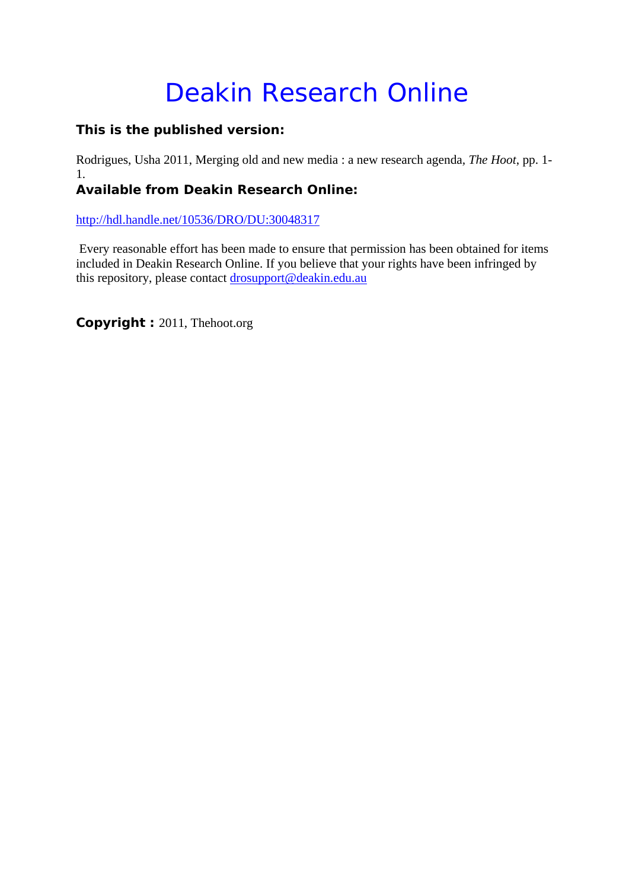# Deakin Research Online

**This is the published version:**

Rodrigues, Usha 2011, Merging old and new media : a new research agenda, *The Hoot*, pp. 1-1.

**Available from Deakin Research Online:**

http://hdl.handle.net/10536/DRO/DU:30048317

Every reasonable effort has been made to ensure that permission has been obtained for items included in Deakin Research Online. If you believe that your rights have been infringed by this repository, please contact drosupport@deakin.edu.au

**Copyright :** 2011, Thehoot.org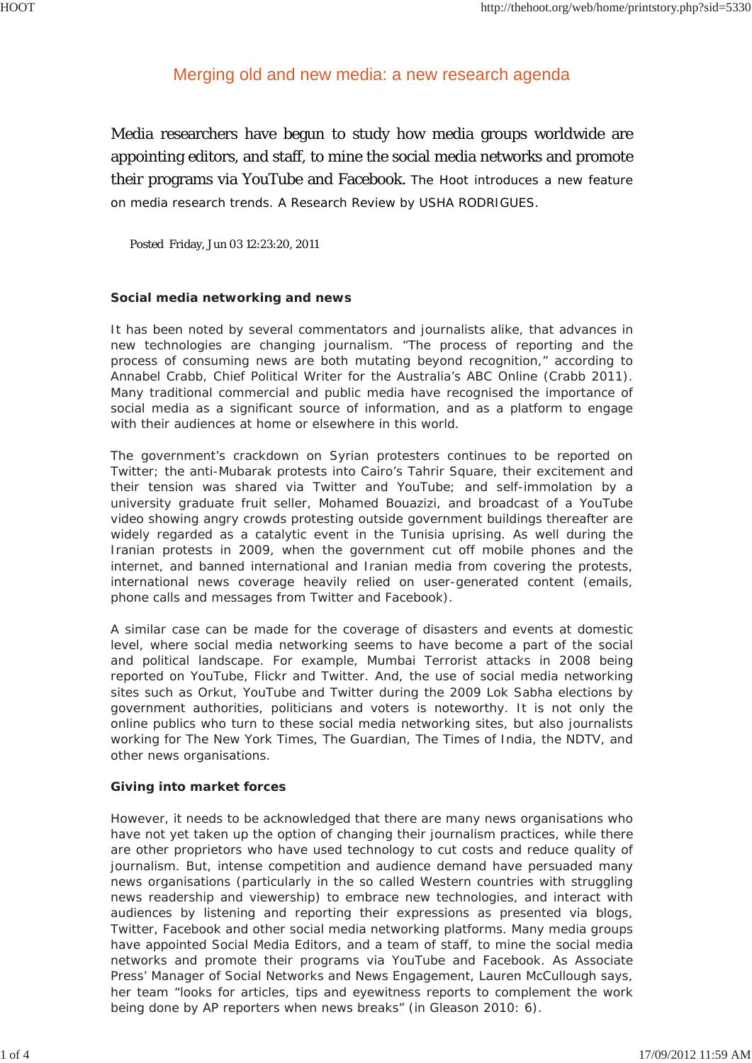# Merging old and new media: a new research agenda

Media researchers have begun to study how media groups worldwide are appointing editors, and staff, to mine the social media networks and promote their programs via YouTube and Facebook. The Hoot introduces a new feature on media research trends. A Research Review by USHA RODRIGUES.

Posted Friday, Jun 03 12:23:20, 2011

### Social media networking and news

It has been noted by several commentators and journalists alike, that advances in new technologies are changing journalism. "The process of reporting and the process of consuming news are both mutating beyond recognition," according to Annabel Crabb, Chief Political Writer for the Australia's ABC Online (Crabb 2011). Many traditional commercial and public media have recognised the importance of social media as a significant source of information, and as a platform to engage with their audiences at home or elsewhere in this world.

The government's crackdown on Syrian protesters continues to be reported on Twitter; the anti-Mubarak protests into Cairo's Tahrir Square, their excitement and their tension was shared via Twitter and YouTube; and self-immolation by a university graduate fruit seller, Mohamed Bouazizi, and broadcast of a YouTube video showing angry crowds protesting outside government buildings thereafter are widely regarded as a catalytic event in the Tunisia uprising. As well during the Iranian protests in 2009, when the government cut off mobile phones and the internet, and banned international and Iranian media from covering the protests, international news coverage heavily relied on user-generated content (emails, phone calls and messages from Twitter and Facebook).

A similar case can be made for the coverage of disasters and events at domestic level, where social media networking seems to have become a part of the social and political landscape. For example, Mumbai Terrorist attacks in 2008 being reported on YouTube, Flickr and Twitter. And, the use of social media networking sites such as Orkut, YouTube and Twitter during the 2009 Lok Sabha elections by government authorities, politicians and voters is noteworthy. It is not only the online publics who turn to these social media networking sites, but also journalists working for The New York Times, The Guardian, The Times of India, the NDTV, and other news organisations.

### Giving into market forces

However, it needs to be acknowledged that there are many news organisations who have not yet taken up the option of changing their journalism practices, while there are other proprietors who have used technology to cut costs and reduce quality of journalism. But, intense competition and audience demand have persuaded many news organisations (particularly in the so called Western countries with struggling news readership and viewership) to embrace new technologies, and interact with audiences by listening and reporting their expressions as presented via blogs, Twitter, Facebook and other social media networking platforms. Many media groups have appointed Social Media Editors, and a team of staff, to mine the social media networks and promote their programs via YouTube and Facebook. As Associate Press' Manager of Social Networks and News Engagement, Lauren McCullough says, her team "looks for articles, tips and eyewitness reports to complement the work being done by AP reporters when news breaks" (in Gleason 2010: 6).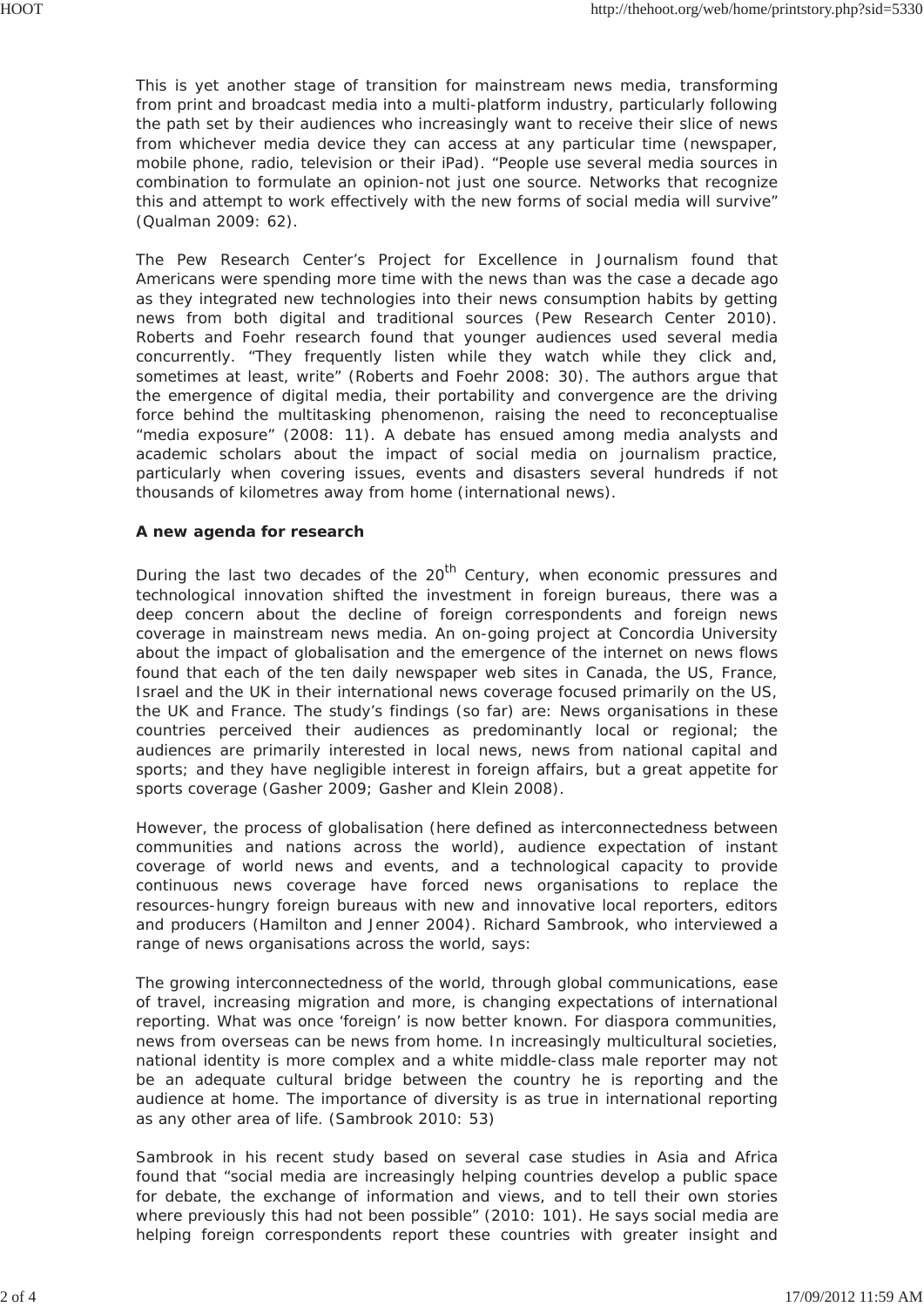This is yet another stage of transition for mainstream news media, transforming from print and broadcast media into a multi-platform industry, particularly following the path set by their audiences who increasingly want to receive their slice of news from whichever media device they can access at any particular time (newspaper, mobile phone, radio, television or their iPad). "People use several media sources in combination to formulate an opinion-not just one source. Networks that recognize this and attempt to work effectively with the new forms of social media will survive" (Qualman 2009: 62).

The Pew Research Center's Project for Excellence in Journalism found that Americans were spending more time with the news than was the case a decade ago as they integrated new technologies into their news consumption habits by getting news from both digital and traditional sources (Pew Research Center 2010). Roberts and Foehr research found that younger audiences used several media concurrently. "They frequently listen while they watch while they click and, sometimes at least, write" (Roberts and Foehr 2008: 30). The authors argue that the emergence of digital media, their portability and convergence are the driving force behind the multitasking phenomenon, raising the need to reconceptualise "media exposure" (2008: 11). A debate has ensued among media analysts and academic scholars about the impact of social media on journalism practice, particularly when covering issues, events and disasters several hundreds if not thousands of kilometres away from home (international news).

**A new agenda for research**

During the last two decades of the 20th Century, when economic pressures and technological innovation shifted the investment in foreign bureaus, there was a deep concern about the decline of foreign correspondents and foreign news coverage in mainstream news media. An on-going project at Concordia University about the impact of globalisation and the emergence of the internet on news flows found that each of the ten daily newspaper web sites in Canada, the US, France, Israel and the UK in their international news coverage focused primarily on the US, the UK and France. The study's findings (so far) are: News organisations in these countries perceived their audiences as predominantly local or regional; the audiences are primarily interested in local news, news from national capital and sports; and they have negligible interest in foreign affairs, but a great appetite for sports coverage (Gasher 2009; Gasher and Klein 2008).

However, the process of globalisation (here defined as interconnectedness between communities and nations across the world), audience expectation of instant coverage of world news and events, and a technological capacity to provide continuous news coverage have forced news organisations to replace the resources-hungry foreign bureaus with new and innovative local reporters, editors and producers (Hamilton and Jenner 2004). Richard Sambrook, who interviewed a range of news organisations across the world, says:

The growing interconnectedness of the world, through global communications, ease of travel, increasing migration and more, is changing expectations of international reporting. What was once 'foreign' is now better known. For diaspora communities, news from overseas can be news from home. In increasingly multicultural societies, national identity is more complex and a white middle-class male reporter may not be an adequate cultural bridge between the country he is reporting and the audience at home. The importance of diversity is as true in international reporting as any other area of life. (Sambrook 2010: 53)

Sambrook in his recent study based on several case studies in Asia and Africa found that "social media are increasingly helping countries develop a public space for debate, the exchange of information and views, and to tell their own stories where previously this had not been possible" (2010: 101). He says social media are helping foreign correspondents report these countries with greater insight and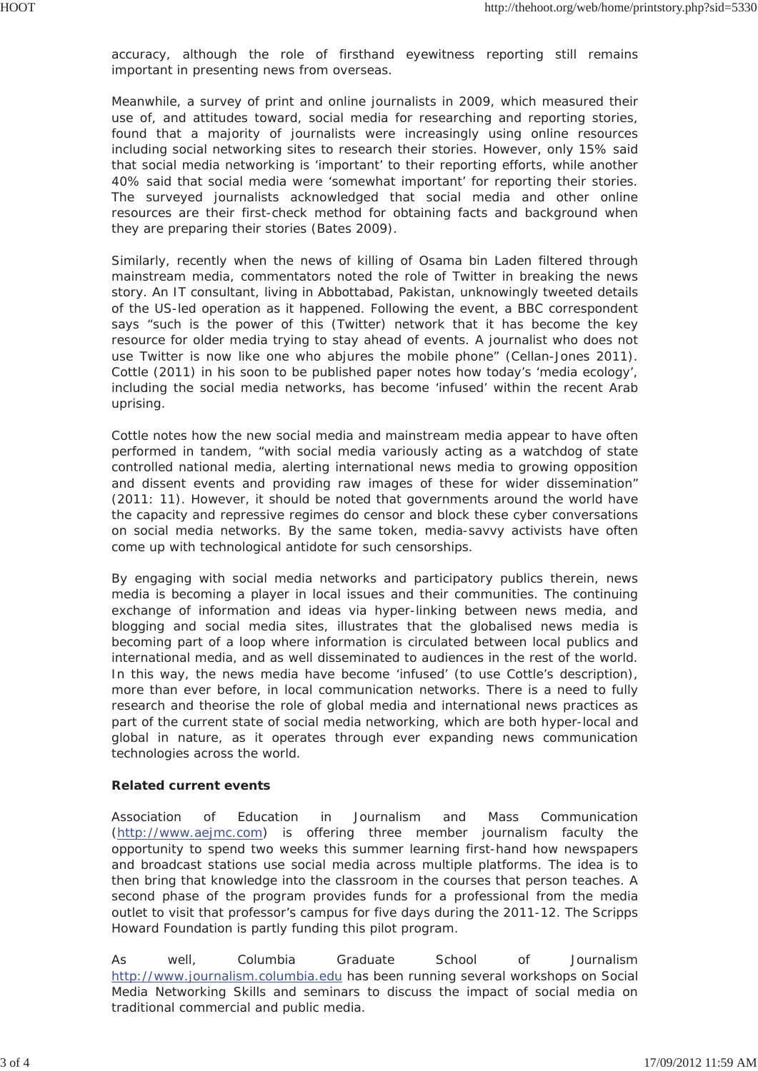accuracy, although the role of firsthand eyewitness reporting still remains important in presenting news from overseas.

Meanwhile, a survey of print and online journalists in 2009, which measured their use of, and attitudes toward, social media for researching and reporting stories, found that a majority of journalists were increasingly using online resources including social networking sites to research their stories. However, only 15% said that social media networking is 'important' to their reporting efforts, while another 40% said that social media were 'somewhat important' for reporting their stories. The surveyed journalists acknowledged that social media and other online resources are their first-check method for obtaining facts and background when they are preparing their stories (Bates 2009).

Similarly, recently when the news of killing of Osama bin Laden filtered through mainstream media, commentators noted the role of Twitter in breaking the news story. An IT consultant, living in Abbottabad, Pakistan, unknowingly tweeted details of the US-led operation as it happened. Following the event, a BBC correspondent says "such is the power of this (Twitter) network that it has become the key resource for older media trying to stay ahead of events. A journalist who does not use Twitter is now like one who abjures the mobile phone" (Cellan-Jones 2011). Cottle (2011) in his soon to be published paper notes how today's 'media ecology', including the social media networks, has become 'infused' within the recent Arab uprising.

Cottle notes how the new social media and mainstream media appear to have often performed in tandem, "with social media variously acting as a watchdog of state controlled national media, alerting international news media to growing opposition and dissent events and providing raw images of these for wider dissemination" (2011: 11). However, it should be noted that governments around the world have the capacity and repressive regimes do censor and block these cyber conversations on social media networks. By the same token, media-savvy activists have often come up with technological antidote for such censorships.

By engaging with social media networks and participatory publics therein, news media is becoming a player in local issues and their communities. The continuing exchange of information and ideas via hyper-linking between news media, and blogging and social media sites, illustrates that the globalised news media is becoming part of a loop where information is circulated between local publics and international media, and as well disseminated to audiences in the rest of the world. In this way, the news media have become 'infused' (to use Cottle's description), more than ever before, in local communication networks. There is a need to fully research and theorise the role of global media and international news practices as part of the current state of social media networking, which are both hyper-local and global in nature, as it operates through ever expanding news communication technologies across the world.

**Related current events**

Association of Education in Journalism and Mass Communication (http://www.aejmc.com) is offering three member journalism faculty the opportunity to spend two weeks this summer learning first-hand how newspapers and broadcast stations use social media across multiple platforms. The idea is to then bring that knowledge into the classroom in the courses that person teaches. A second phase of the program provides funds for a professional from the media outlet to visit that professor's campus for five days during the 2011-12. The Scripps Howard Foundation is partly funding this pilot program.

As well, Columbia Graduate School of Journalism http://www.journalism.columbia.edu has been running several workshops on Social Media Networking Skills and seminars to discuss the impact of social media on traditional commercial and public media.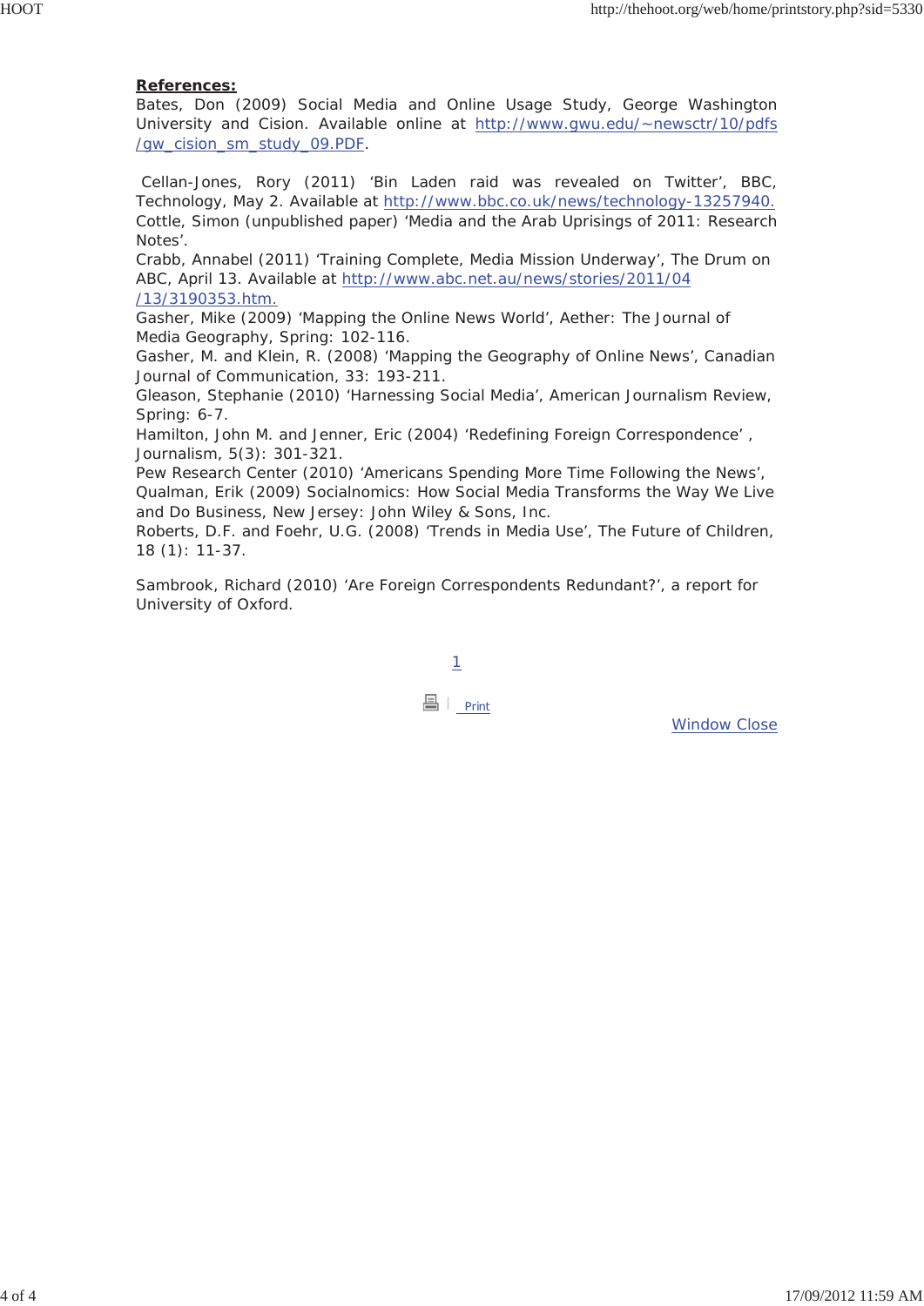**References:**

Bates, Don (2009) Social Media and Online Usage Study, George Washington University and Cision. Available online at http://www.gwu.edu/~newsctr/10/pdfs/gw_cision_sm_study_09.PDF.

Cellan-Jones, Rory (2011) 'Bin Laden raid was revealed on Twitter', BBC, Technology, May 2. Available at http://www.bbc.co.uk/news/technology-13257940.

Cottle, Simon (unpublished paper) 'Media and the Arab Uprisings of 2011: Research Notes'.

Crabb, Annabel (2011) 'Training Complete, Media Mission Underway', The Drum on ABC, April 13. Available at http://www.abc.net.au/news/stories/2011/04/13/3190353.htm.

Gasher, Mike (2009) 'Mapping the Online News World', Aether: The Journal of Media Geography, Spring: 102-116.

Gasher, M. and Klein, R. (2008) 'Mapping the Geography of Online News', Canadian Journal of Communication, 33: 193-211.

Gleason, Stephanie (2010) 'Harnessing Social Media', American Journalism Review, Spring: 6-7.

Hamilton, John M. and Jenner, Eric (2004) 'Redefining Foreign Correspondence' , Journalism, 5(3): 301-321.

Pew Research Center (2010) 'Americans Spending More Time Following the News',

Qualman, Erik (2009) Socialnomics: How Social Media Transforms the Way We Live and Do Business, New Jersey: John Wiley & Sons, Inc.

Roberts, D.F. and Foehr, U.G. (2008) 'Trends in Media Use', The Future of Children, 18 (1): 11-37.

Sambrook, Richard (2010) 'Are Foreign Correspondents Redundant?', a report for University of Oxford.

1

Print

Window Close